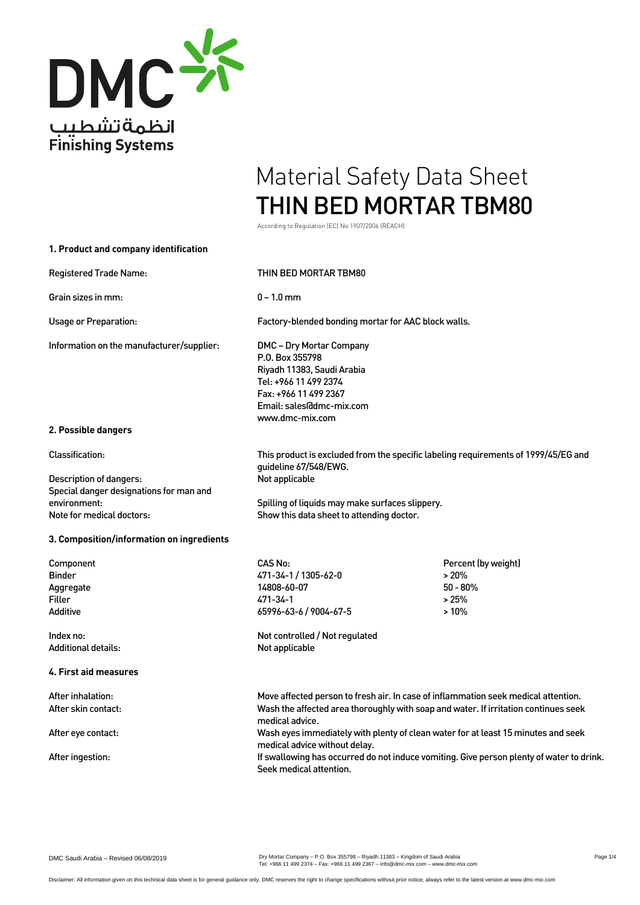DMC

انظمةتشطيب

Finishing Systems

# Material Safety Data Sheet
# THIN BED MORTAR TBM80

According to Regulation (EC) No 1907/2006 (REACH)

## 1. Product and company identification

| | |
|---|---|
| Registered Trade Name: | THIN BED MORTAR TBM80 |
| Grain sizes in mm: | 0 – 1.0 mm |
| Usage or Preparation: | Factory-blended bonding mortar for AAC block walls. |
| Information on the manufacturer/supplier: | DMC – Dry Mortar Company<br>P.O. Box 355798<br>Riyadh 11383, Saudi Arabia<br>Tel: +966 11 499 2374<br>Fax: +966 11 499 2367<br>Email: sales@dmc-mix.com<br>www.dmc-mix.com |

## 2. Possible dangers

| | |
|---|---|
| Classification: | This product is excluded from the specific labeling requirements of 1999/45/EG and guideline 67/548/EWG. |
| Description of dangers: | Not applicable |
| Special danger designations for man and environment: | Spilling of liquids may make surfaces slippery. |
| Note for medical doctors: | Show this data sheet to attending doctor. |

## 3. Composition/information on ingredients

| Component | CAS No: | Percent (by weight) |
|---|---|---|
| Binder | 471-34-1 / 1305-62-0 | > 20% |
| Aggregate | 14808-60-07 | 50 - 80% |
| Filler | 471-34-1 | > 25% |
| Additive | 65996-63-6 / 9004-67-5 | > 10% |

| | |
|---|---|
| Index no: | Not controlled / Not regulated |
| Additional details: | Not applicable |

## 4. First aid measures

| | |
|---|---|
| After inhalation: | Move affected person to fresh air. In case of inflammation seek medical attention. |
| After skin contact: | Wash the affected area thoroughly with soap and water. If irritation continues seek medical advice. |
| After eye contact: | Wash eyes immediately with plenty of clean water for at least 15 minutes and seek medical advice without delay. |
| After ingestion: | If swallowing has occurred do not induce vomiting. Give person plenty of water to drink. Seek medical attention. |

DMC Saudi Arabia – Revised 06/08/2019

Dry Mortar Company – P.O. Box 355798 – Riyadh 11383 – Kingdom of Saudi Arabia
Tel: +966 11 499 2374 – Fax: +966 11 499 2367 – info@dmc-mix.com – www.dmc-mix.com

Disclaimer: All information given on this technical data sheet is for general guidance only. DMC reserves the right to change specifications without prior notice; always refer to the latest version at www.dmc-mix.com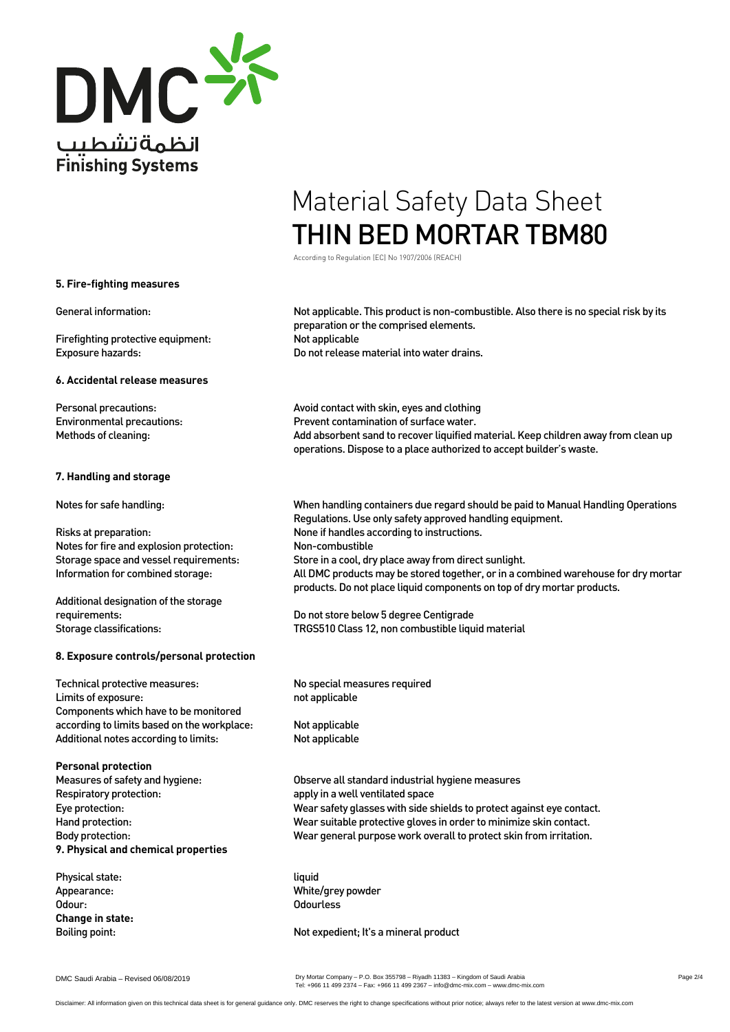# Material Safety Data Sheet
# THIN BED MORTAR TBM80

According to Regulation (EC) No 1907/2006 (REACH)

### 5. Fire-fighting measures

| | |
|---|---|
| General information: | Not applicable. This product is non-combustible. Also there is no special risk by its preparation or the comprised elements. |
| Firefighting protective equipment: | Not applicable |
| Exposure hazards: | Do not release material into water drains. |

### 6. Accidental release measures

| | |
|---|---|
| Personal precautions: | Avoid contact with skin, eyes and clothing |
| Environmental precautions: | Prevent contamination of surface water. |
| Methods of cleaning: | Add absorbent sand to recover liquified material. Keep children away from clean up operations. Dispose to a place authorized to accept builder's waste. |

### 7. Handling and storage

| | |
|---|---|
| Notes for safe handling: | When handling containers due regard should be paid to Manual Handling Operations Regulations. Use only safety approved handling equipment. |
| Risks at preparation: | None if handles according to instructions. |
| Notes for fire and explosion protection: | Non-combustible |
| Storage space and vessel requirements: | Store in a cool, dry place away from direct sunlight. |
| Information for combined storage: | All DMC products may be stored together, or in a combined warehouse for dry mortar products. Do not place liquid components on top of dry mortar products. |
| Additional designation of the storage requirements: | Do not store below 5 degree Centigrade |
| Storage classifications: | TRGS510 Class 12, non combustible liquid material |

### 8. Exposure controls/personal protection

| | |
|---|---|
| Technical protective measures: | No special measures required |
| Limits of exposure: | not applicable |
| Components which have to be monitored according to limits based on the workplace: | Not applicable |
| Additional notes according to limits: | Not applicable |

**Personal protection**

| | |
|---|---|
| Measures of safety and hygiene: | Observe all standard industrial hygiene measures |
| Respiratory protection: | apply in a well ventilated space |
| Eye protection: | Wear safety glasses with side shields to protect against eye contact. |
| Hand protection: | Wear suitable protective gloves in order to minimize skin contact. |
| Body protection: | Wear general purpose work overall to protect skin from irritation. |

### 9. Physical and chemical properties

| | |
|---|---|
| Physical state: | liquid |
| Appearance: | White/grey powder |
| Odour: | Odourless |

**Change in state:**

| | |
|---|---|
| Boiling point: | Not expedient; It's a mineral product |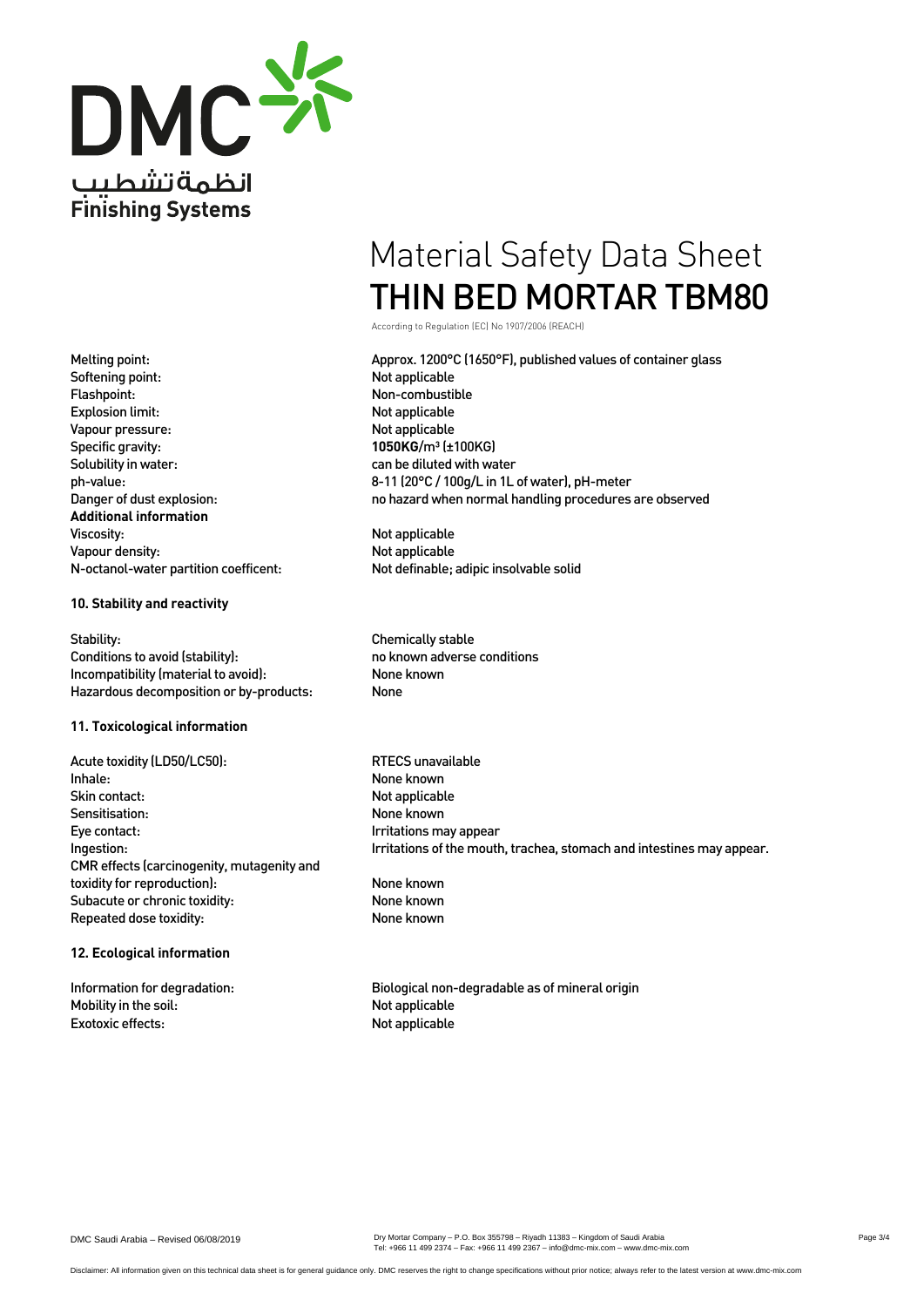DMC
انظمةتشطيب
Finishing Systems

# Material Safety Data Sheet
# THIN BED MORTAR TBM80

According to Regulation (EC) No 1907/2006 (REACH)

| | |
|---|---|
| Melting point: | Approx. 1200°C (1650°F), published values of container glass |
| Softening point: | Not applicable |
| Flashpoint: | Non-combustible |
| Explosion limit: | Not applicable |
| Vapour pressure: | Not applicable |
| Specific gravity: | **1050KG**/m³ (±100KG) |
| Solubility in water: | can be diluted with water |
| ph-value: | 8-11 (20°C / 100g/L in 1L of water), pH-meter |
| Danger of dust explosion: | no hazard when normal handling procedures are observed |
| **Additional information** | |
| Viscosity: | Not applicable |
| Vapour density: | Not applicable |
| N-octanol-water partition coefficent: | Not definable; adipic insolvable solid |

## 10. Stability and reactivity

| | |
|---|---|
| Stability: | Chemically stable |
| Conditions to avoid (stability): | no known adverse conditions |
| Incompatibility (material to avoid): | None known |
| Hazardous decomposition or by-products: | None |

## 11. Toxicological information

| | |
|---|---|
| Acute toxidity (LD50/LC50): | RTECS unavailable |
| Inhale: | None known |
| Skin contact: | Not applicable |
| Sensitisation: | None known |
| Eye contact: | Irritations may appear |
| Ingestion: | Irritations of the mouth, trachea, stomach and intestines may appear. |
| CMR effects (carcinogenity, mutagenity and toxidity for reproduction): | None known |
| Subacute or chronic toxidity: | None known |
| Repeated dose toxidity: | None known |

## 12. Ecological information

| | |
|---|---|
| Information for degradation: | Biological non-degradable as of mineral origin |
| Mobility in the soil: | Not applicable |
| Exotoxic effects: | Not applicable |

DMC Saudi Arabia – Revised 06/08/2019

Dry Mortar Company – P.O. Box 355798 – Riyadh 11383 – Kingdom of Saudi Arabia
Tel: +966 11 499 2374 – Fax: +966 11 499 2367 – info@dmc-mix.com – www.dmc-mix.com

Disclaimer: All information given on this technical data sheet is for general guidance only. DMC reserves the right to change specifications without prior notice; always refer to the latest version at www.dmc-mix.com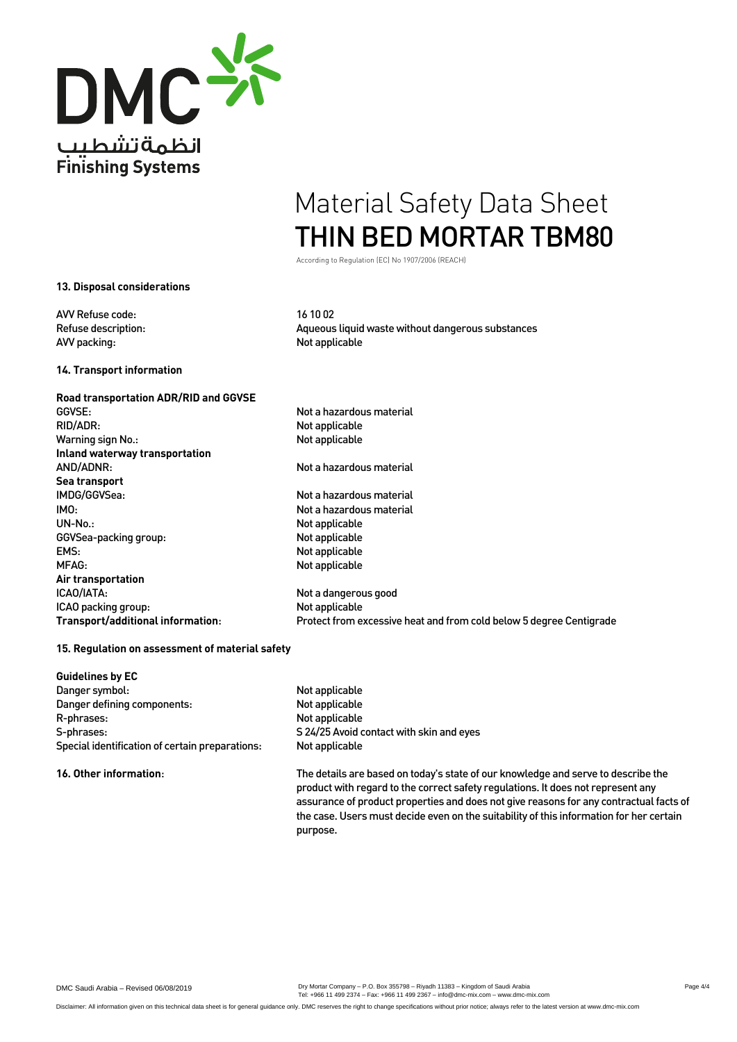# Material Safety Data Sheet

# THIN BED MORTAR TBM80

According to Regulation (EC) No 1907/2006 (REACH)

## 13. Disposal considerations

| | |
|---|---|
| AVV Refuse code: | 16 10 02 |
| Refuse description: | Aqueous liquid waste without dangerous substances |
| AVV packing: | Not applicable |

## 14. Transport information

| | |
|---|---|
| **Road transportation ADR/RID and GGVSE** | |
| GGVSE: | Not a hazardous material |
| RID/ADR: | Not applicable |
| Warning sign No.: | Not applicable |
| **Inland waterway transportation** | |
| AND/ADNR: | Not a hazardous material |
| **Sea transport** | |
| IMDG/GGVSea: | Not a hazardous material |
| IMO: | Not a hazardous material |
| UN-No.: | Not applicable |
| GGVSea-packing group: | Not applicable |
| EMS: | Not applicable |
| MFAG: | Not applicable |
| **Air transportation** | |
| ICAO/IATA: | Not a dangerous good |
| ICAO packing group: | Not applicable |
| **Transport/additional information**: | Protect from excessive heat and from cold below 5 degree Centigrade |

## 15. Regulation on assessment of material safety

| | |
|---|---|
| **Guidelines by EC** | |
| Danger symbol: | Not applicable |
| Danger defining components: | Not applicable |
| R-phrases: | Not applicable |
| S-phrases: | S 24/25 Avoid contact with skin and eyes |
| Special identification of certain preparations: | Not applicable |

## 16. Other information:

The details are based on today's state of our knowledge and serve to describe the product with regard to the correct safety regulations. It does not represent any assurance of product properties and does not give reasons for any contractual facts of the case. Users must decide even on the suitability of this information for her certain purpose.

DMC Saudi Arabia – Revised 06/08/2019

Dry Mortar Company – P.O. Box 355798 – Riyadh 11383 – Kingdom of Saudi Arabia
Tel: +966 11 499 2374 – Fax: +966 11 499 2367 – info@dmc-mix.com – www.dmc-mix.com

Disclaimer: All information given on this technical data sheet is for general guidance only. DMC reserves the right to change specifications without prior notice; always refer to the latest version at www.dmc-mix.com